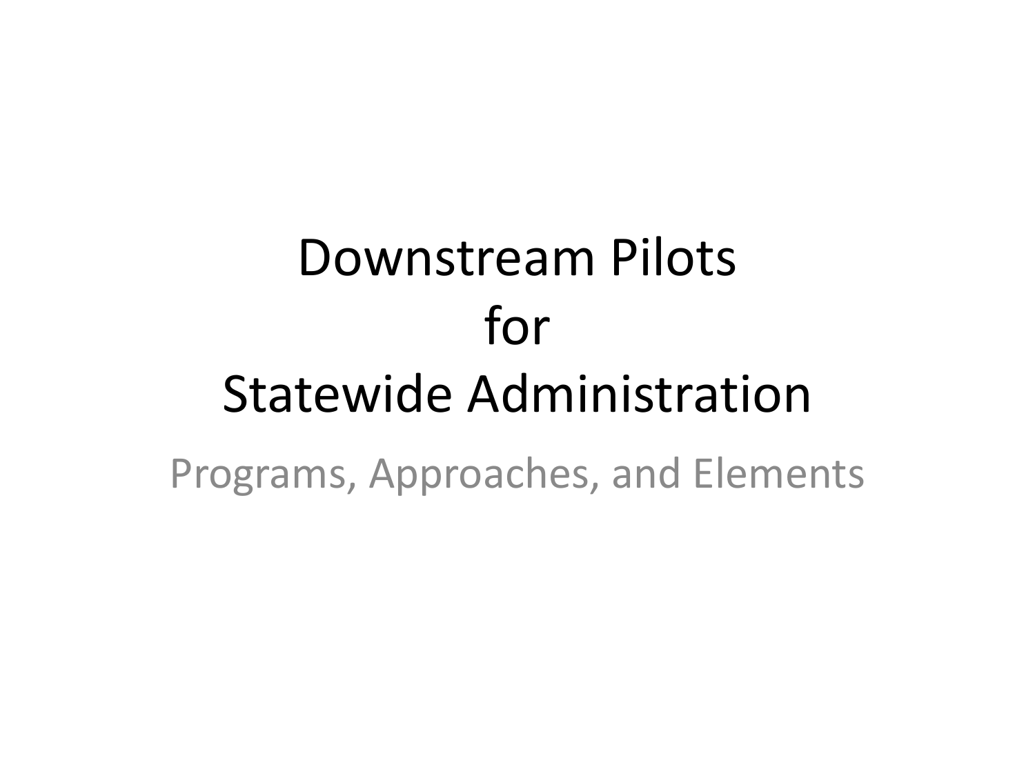# Downstream Pilots for Statewide Administration

Programs, Approaches, and Elements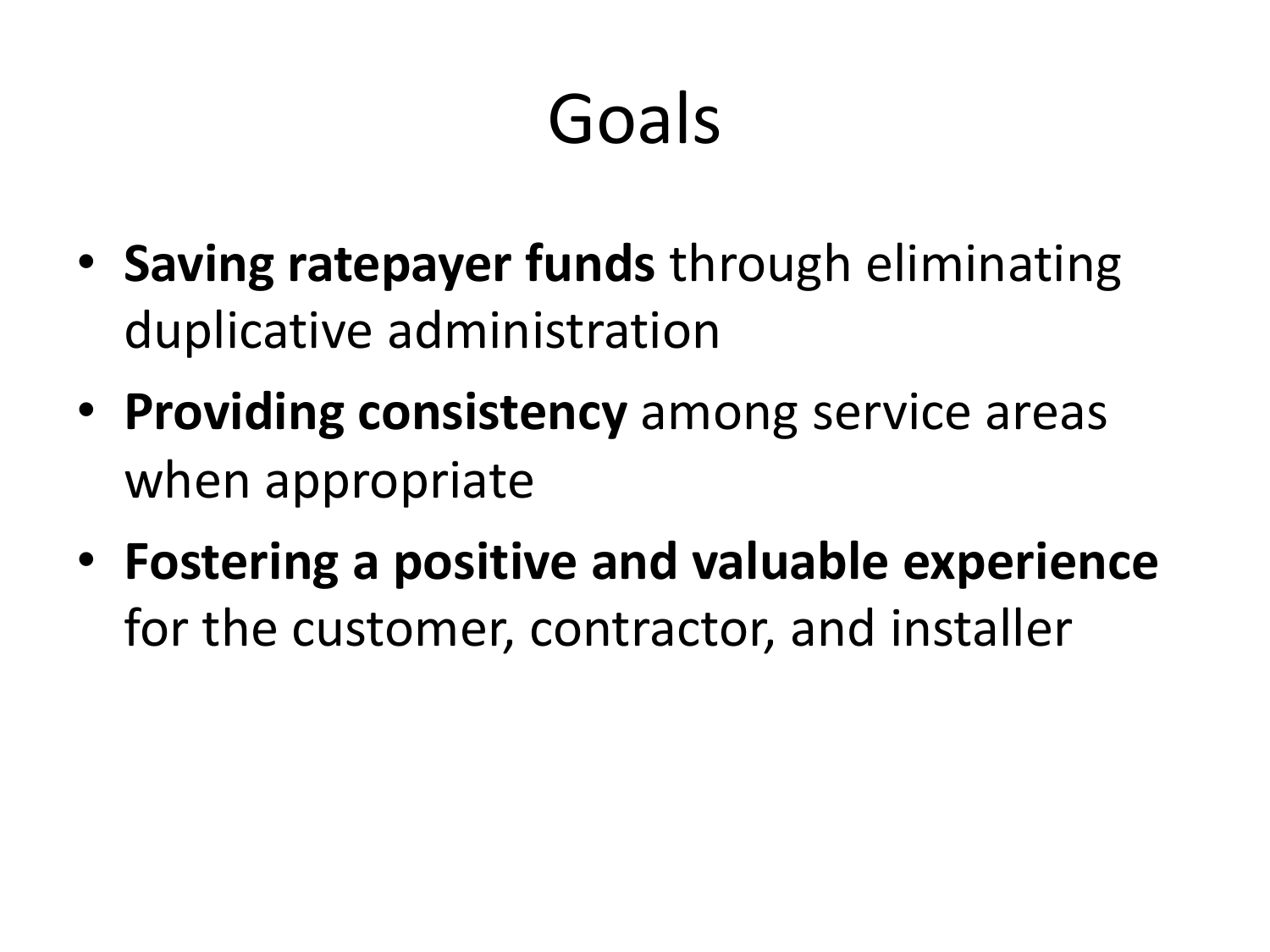# Goals

- **Saving ratepayer funds** through eliminating duplicative administration
- **Providing consistency** among service areas when appropriate
- **Fostering a positive and valuable experience** for the customer, contractor, and installer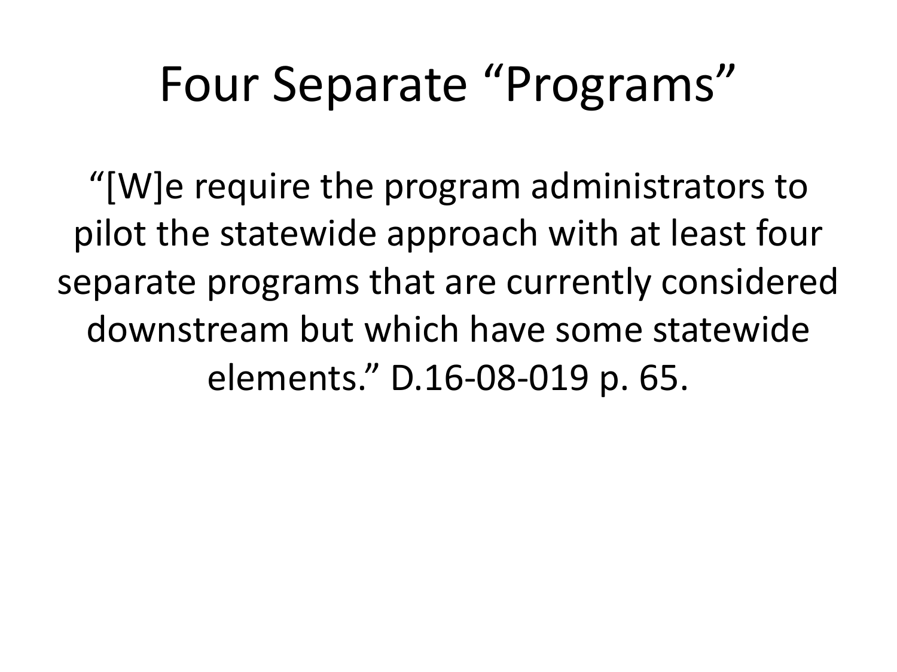# Four Separate "Programs"

"[W]e require the program administrators to pilot the statewide approach with at least four separate programs that are currently considered downstream but which have some statewide elements." D.16-08-019 p. 65.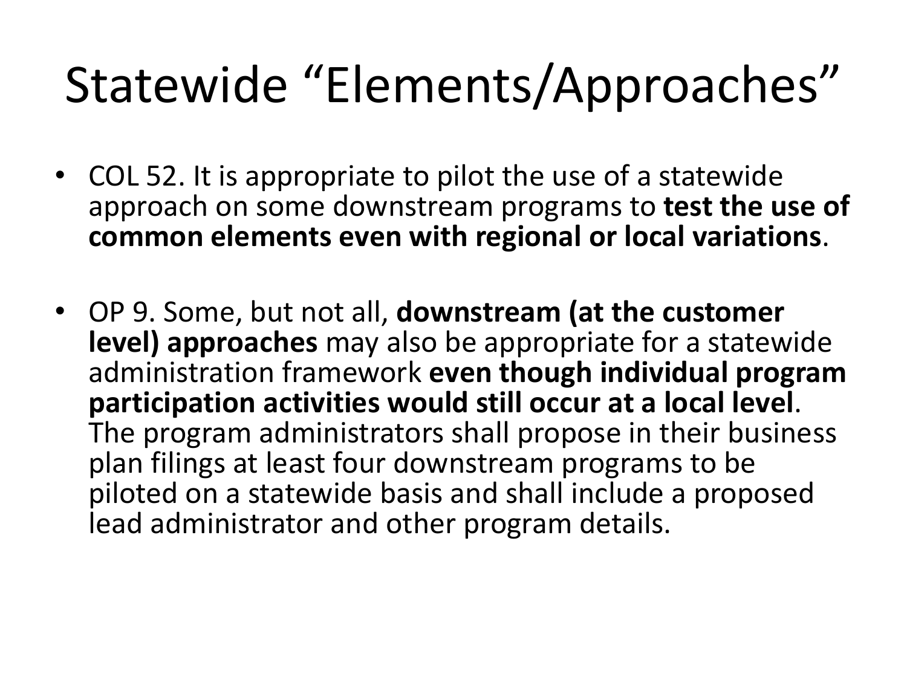# Statewide "Elements/Approaches"

- COL 52. It is appropriate to pilot the use of a statewide approach on some downstream programs to **test the use of common elements even with regional or local variations**.
- OP 9. Some, but not all, **downstream (at the customer level) approaches** may also be appropriate for a statewide administration framework **even though individual program participation activities would still occur at a local level**. The program administrators shall propose in their business plan filings at least four downstream programs to be piloted on a statewide basis and shall include a proposed lead administrator and other program details.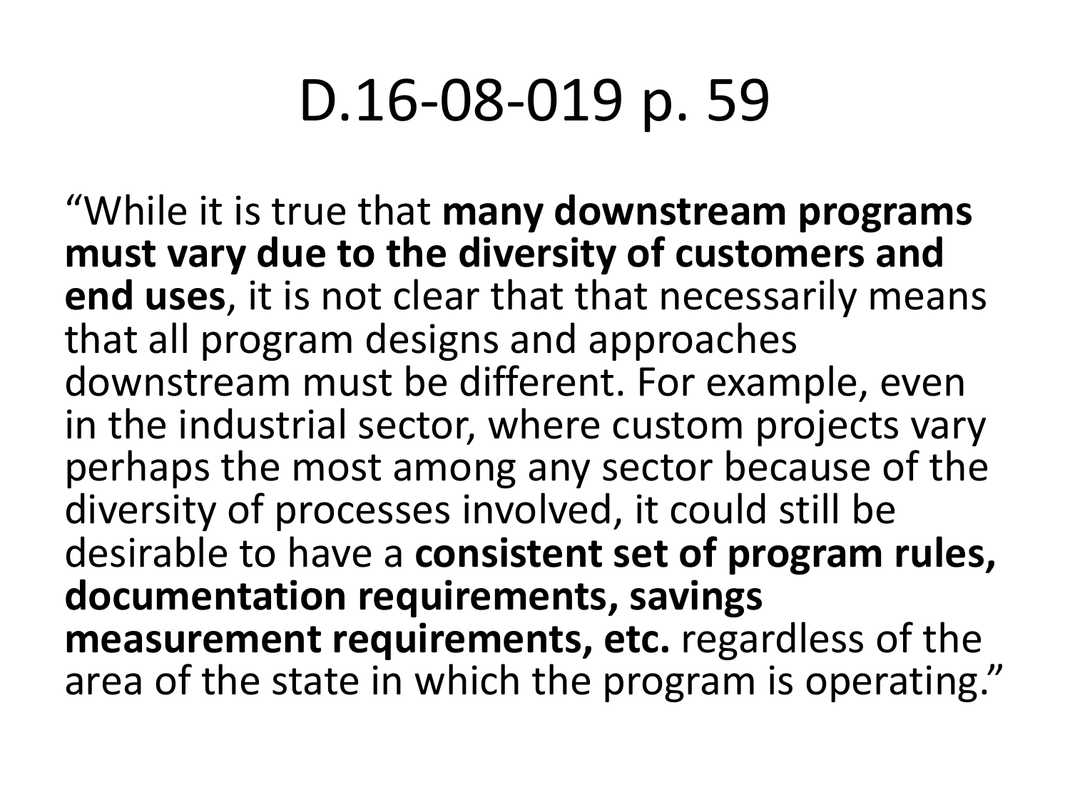# D.16-08-019 p. 59

“While it is true that **many downstream programs must vary due to the diversity of customers and end uses**, it is not clear that that necessarily means that all program designs and approaches downstream must be different. For example, even in the industrial sector, where custom projects vary perhaps the most among any sector because of the diversity of processes involved, it could still be desirable to have a **consistent set of program rules, documentation requirements, savings measurement requirements, etc.** regardless of the area of the state in which the program is operating.”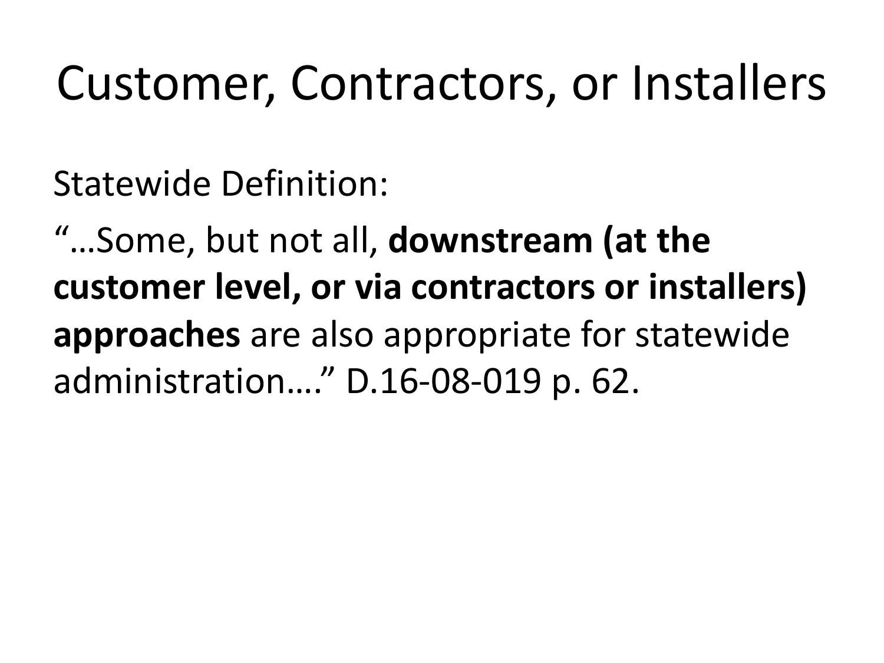# Customer, Contractors, or Installers

Statewide Definition:

"…Some, but not all, **downstream (at the customer level, or via contractors or installers) approaches** are also appropriate for statewide administration…." D.16-08-019 p. 62.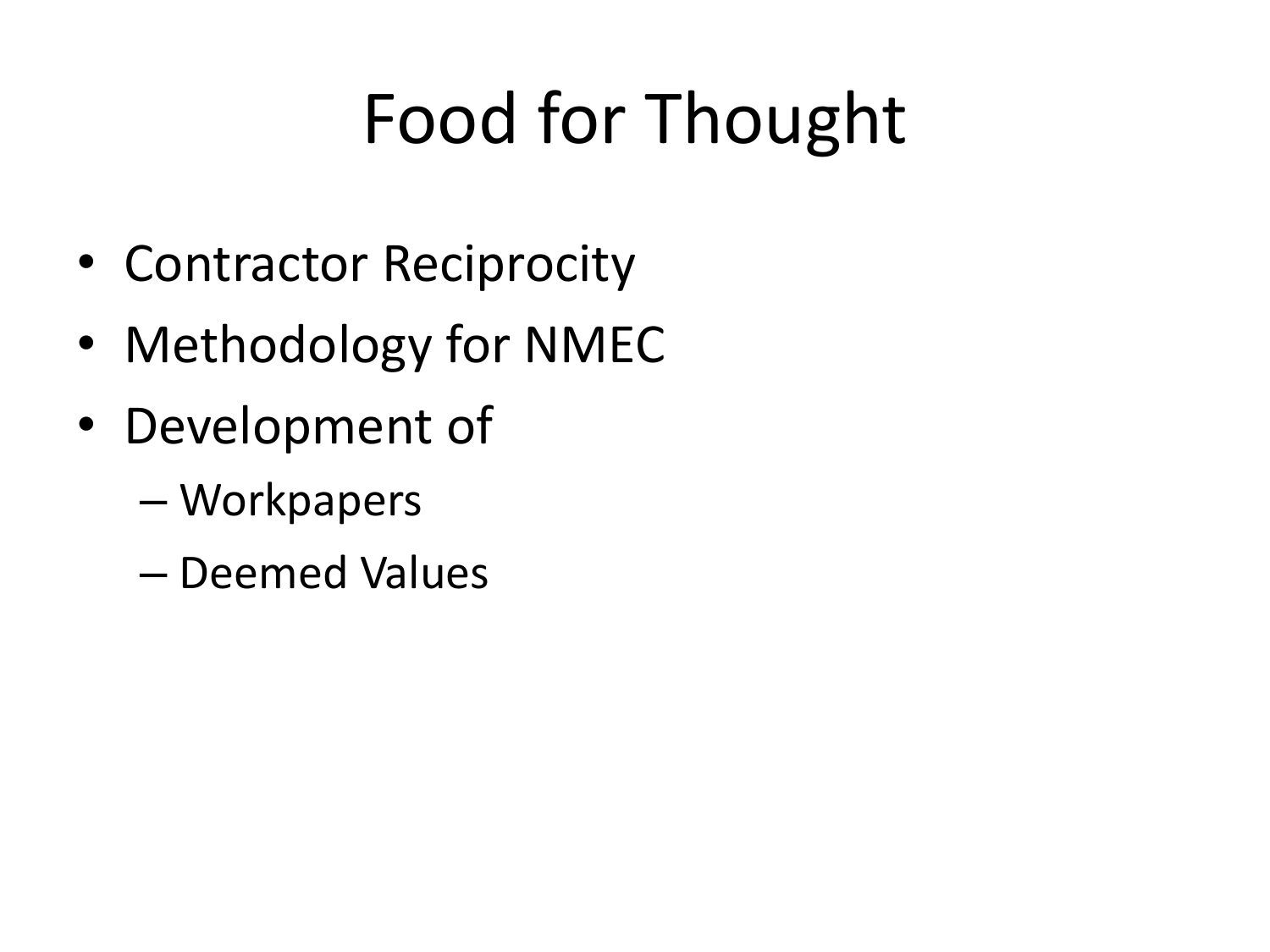# Food for Thought

- Contractor Reciprocity
- Methodology for NMEC
- Development of
  - Workpapers
  - Deemed Values